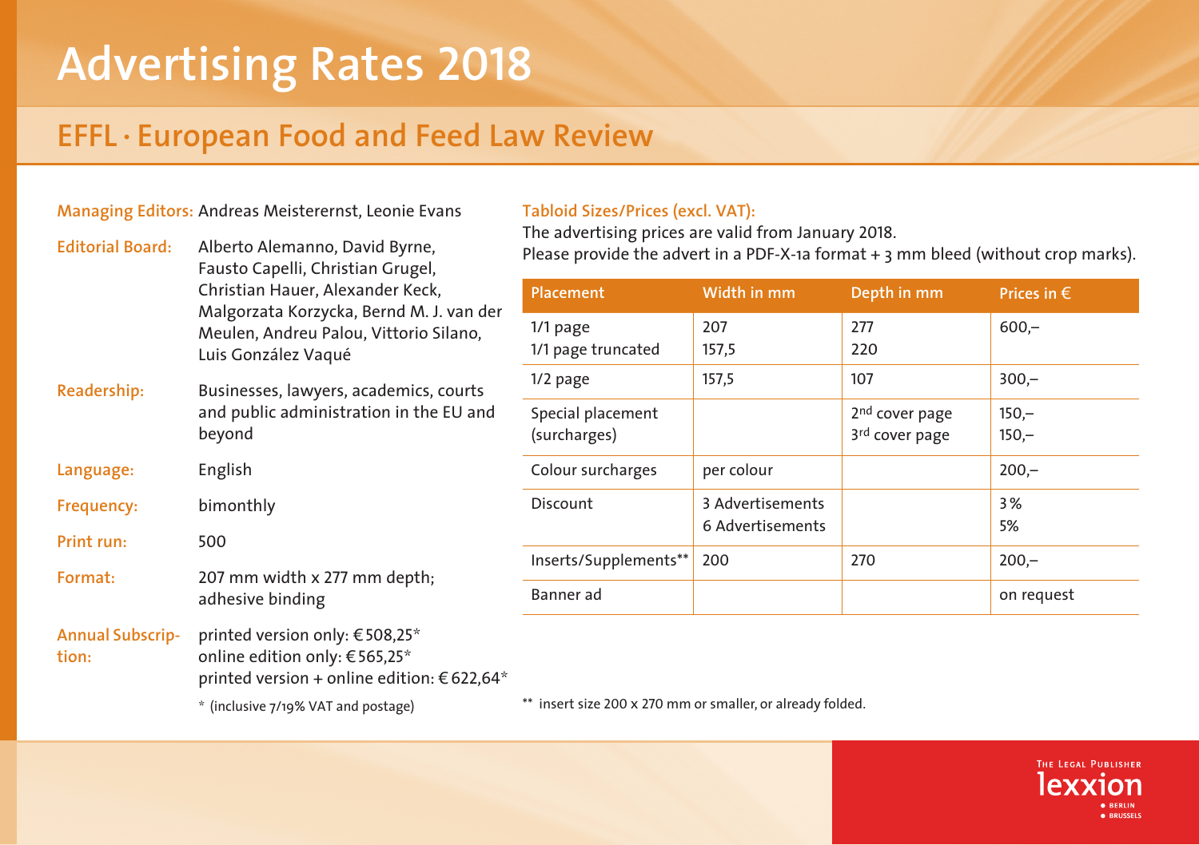# Advertising Rates 2018

## EFFL · European Food and Feed Law Review

**Managing Editors:** Andreas Meisterernst, Leonie Evans

**Editorial Board:** Alberto Alemanno, David Byrne, Fausto Capelli, Christian Grugel, Christian Hauer, Alexander Keck, Malgorzata Korzycka, Bernd M. J. van der Meulen, Andreu Palou, Vittorio Silano, Luis González Vaqué

**Readership:** Businesses, lawyers, academics, courts and public administration in the EU and beyond

**Language:** English

**Frequency:** bimonthly

**Print run:** 500

**Format:** 207 mm width x 277 mm depth; adhesive binding

**Annual Subscription:** printed version only: € 508,25*
online edition only: € 565,25*
printed version + online edition: € 622,64*

\* (inclusive 7/19% VAT and postage)

**Tabloid Sizes/Prices (excl. VAT):**

The advertising prices are valid from January 2018.
Please provide the advert in a PDF-X-1a format + 3 mm bleed (without crop marks).

| Placement | Width in mm | Depth in mm | Prices in € |
|---|---|---|---|
| 1/1 page<br>1/1 page truncated | 207<br>157,5 | 277<br>220 | 600,– |
| 1/2 page | 157,5 | 107 | 300,– |
| Special placement (surcharges) | | 2nd cover page<br>3rd cover page | 150,–<br>150,– |
| Colour surcharges | per colour | | 200,– |
| Discount | 3 Advertisements<br>6 Advertisements | | 3 %<br>5% |
| Inserts/Supplements** | 200 | 270 | 200,– |
| Banner ad | | | on request |

** insert size 200 x 270 mm or smaller, or already folded.

THE LEGAL PUBLISHER lexxion • BERLIN • BRUSSELS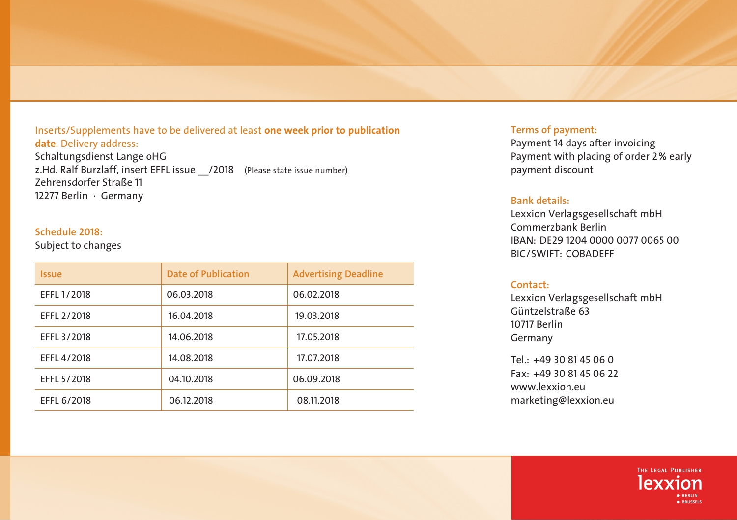Inserts/Supplements have to be delivered at least **one week prior to publication date**. Delivery address:

Schaltungsdienst Lange oHG
z.Hd. Ralf Burzlaff, insert EFFL issue __/2018 (Please state issue number)
Zehrensdorfer Straße 11
12277 Berlin · Germany

**Schedule 2018:**
Subject to changes

| Issue | Date of Publication | Advertising Deadline |
|---|---|---|
| EFFL 1/2018 | 06.03.2018 | 06.02.2018 |
| EFFL 2/2018 | 16.04.2018 | 19.03.2018 |
| EFFL 3/2018 | 14.06.2018 | 17.05.2018 |
| EFFL 4/2018 | 14.08.2018 | 17.07.2018 |
| EFFL 5/2018 | 04.10.2018 | 06.09.2018 |
| EFFL 6/2018 | 06.12.2018 | 08.11.2018 |

**Terms of payment:**
Payment 14 days after invoicing
Payment with placing of order 2% early payment discount

**Bank details:**
Lexxion Verlagsgesellschaft mbH
Commerzbank Berlin
IBAN: DE29 1204 0000 0077 0065 00
BIC/SWIFT: COBADEFF

**Contact:**
Lexxion Verlagsgesellschaft mbH
Güntzelstraße 63
10717 Berlin
Germany

Tel.: +49 30 81 45 06 0
Fax: +49 30 81 45 06 22
www.lexxion.eu
marketing@lexxion.eu

THE LEGAL PUBLISHER
lexxion
BERLIN
BRUSSELS